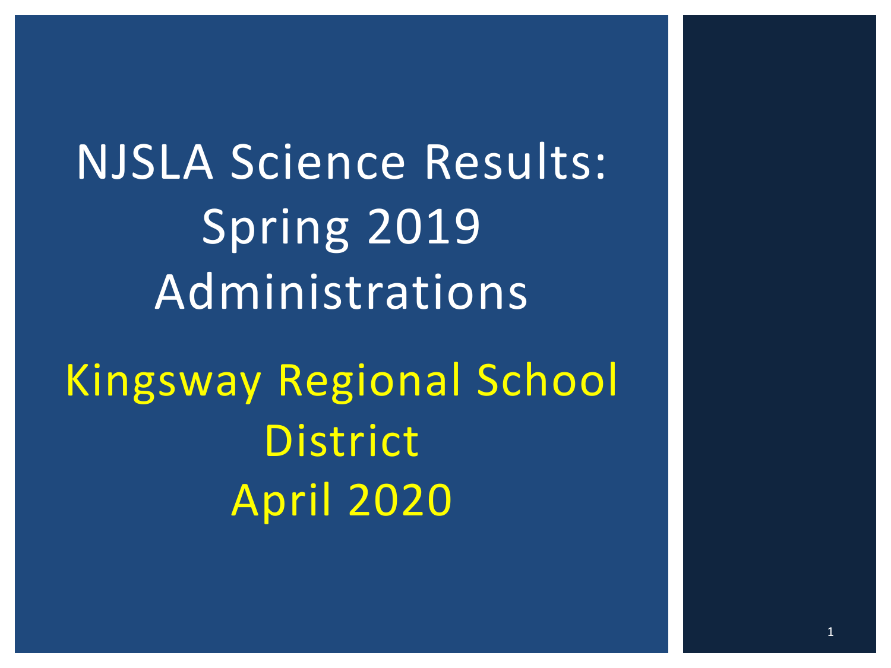# NJSLA Science Results: Spring 2019 Administrations

## Kingsway Regional School District
## April 2020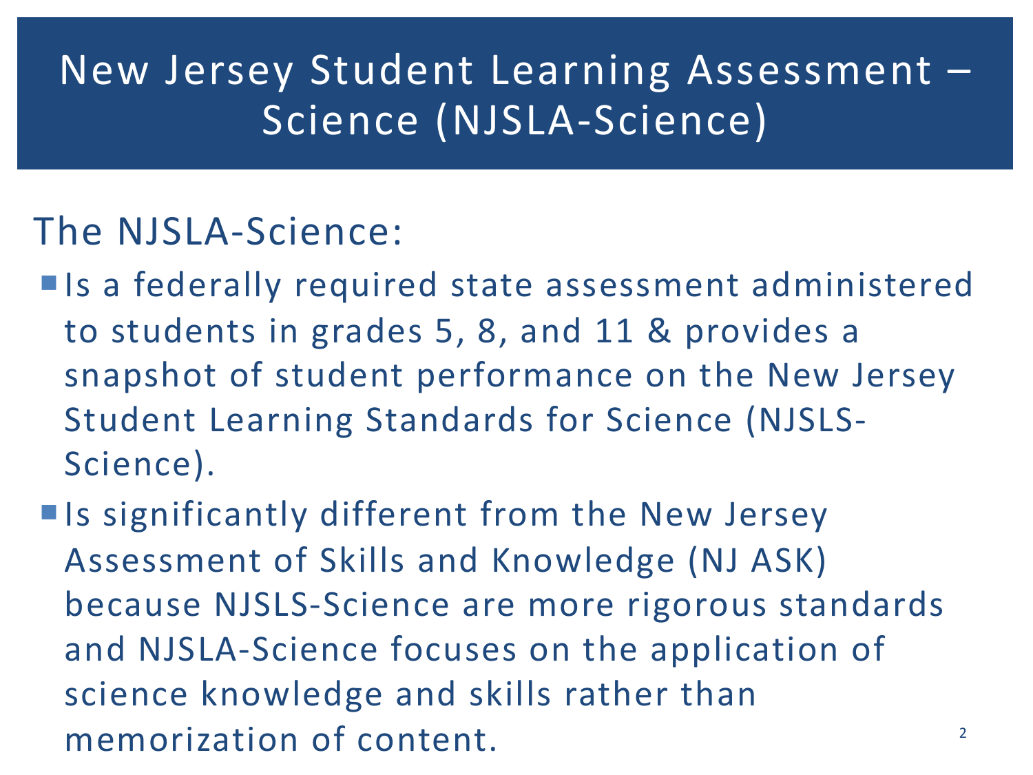# New Jersey Student Learning Assessment – Science (NJSLA-Science)

The NJSLA-Science:

- Is a federally required state assessment administered to students in grades 5, 8, and 11 & provides a snapshot of student performance on the New Jersey Student Learning Standards for Science (NJSLS-Science).
- Is significantly different from the New Jersey Assessment of Skills and Knowledge (NJ ASK) because NJSLS-Science are more rigorous standards and NJSLA-Science focuses on the application of science knowledge and skills rather than memorization of content.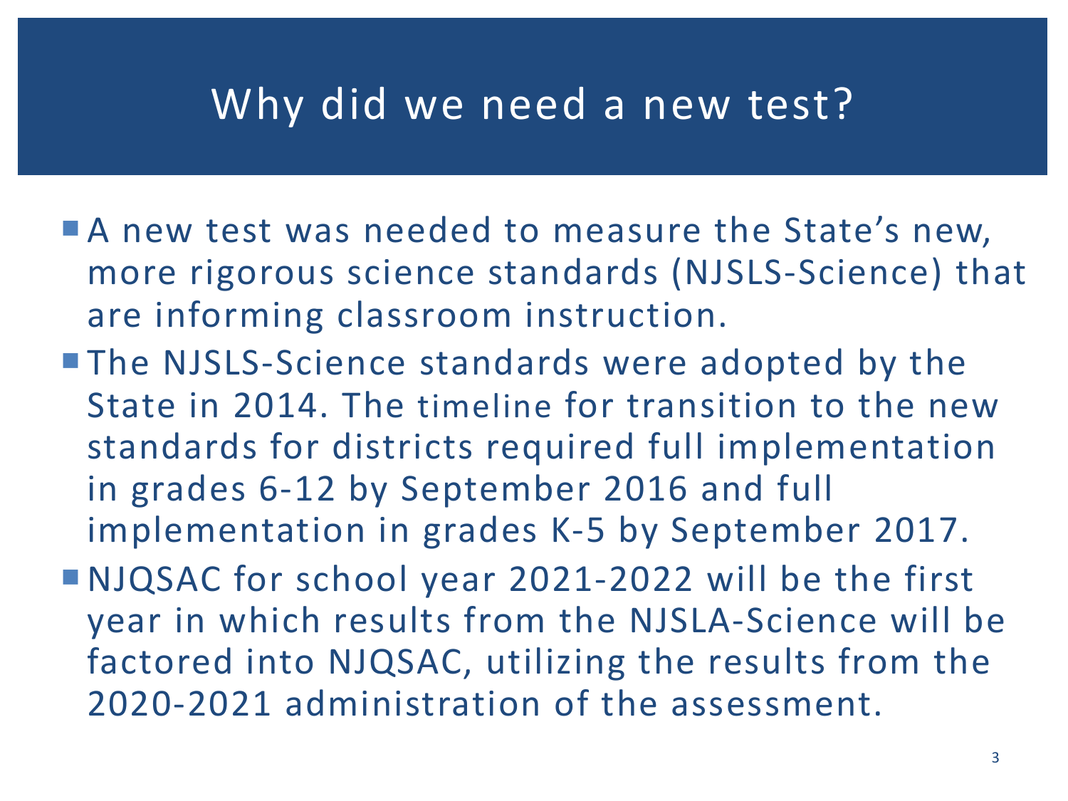# Why did we need a new test?

- A new test was needed to measure the State's new, more rigorous science standards (NJSLS-Science) that are informing classroom instruction.
- The NJSLS-Science standards were adopted by the State in 2014. The timeline for transition to the new standards for districts required full implementation in grades 6-12 by September 2016 and full implementation in grades K-5 by September 2017.
- NJQSAC for school year 2021-2022 will be the first year in which results from the NJSLA-Science will be factored into NJQSAC, utilizing the results from the 2020-2021 administration of the assessment.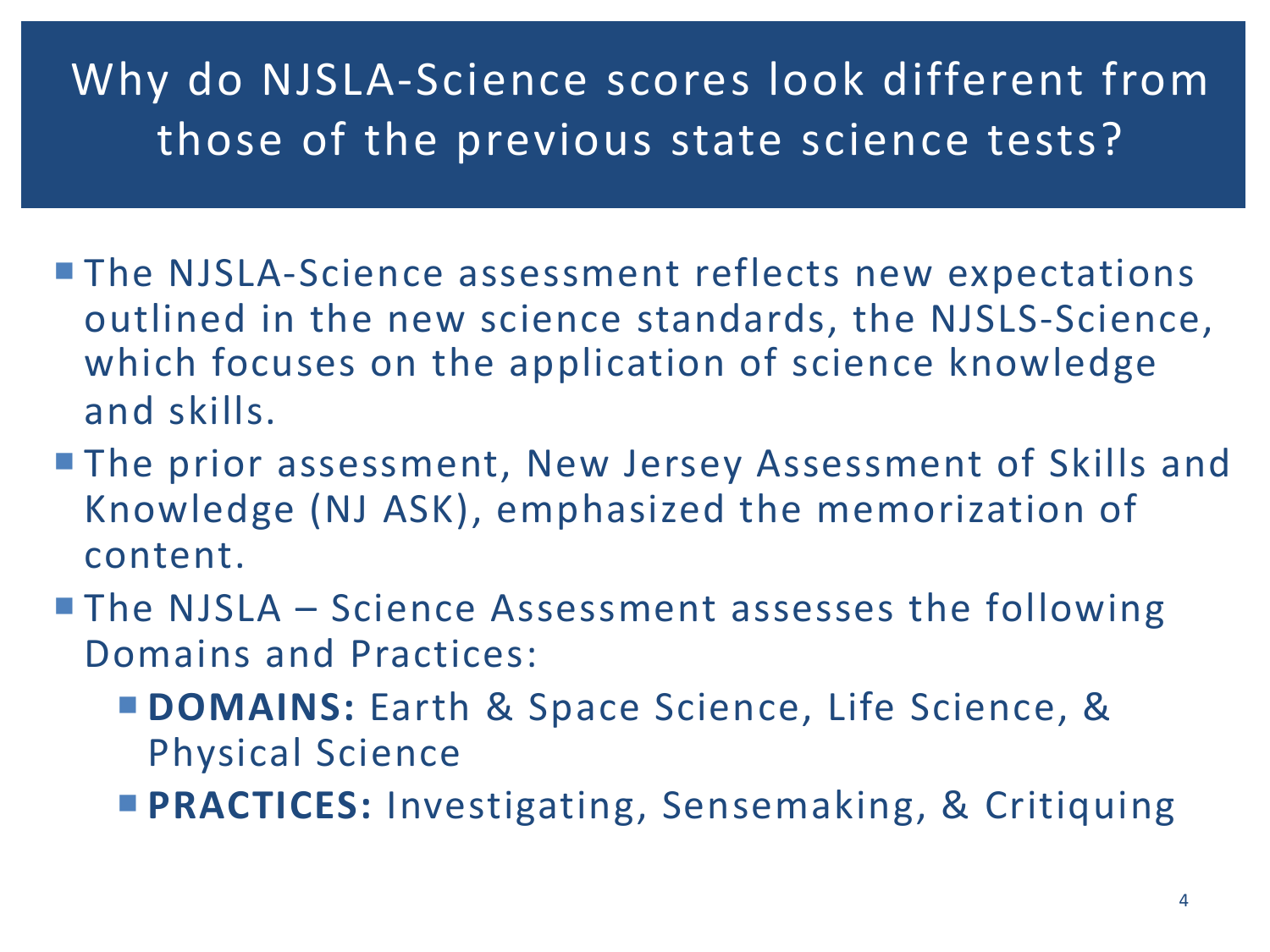# Why do NJSLA-Science scores look different from those of the previous state science tests?

- The NJSLA-Science assessment reflects new expectations outlined in the new science standards, the NJSLS-Science, which focuses on the application of science knowledge and skills.
- The prior assessment, New Jersey Assessment of Skills and Knowledge (NJ ASK), emphasized the memorization of content.
- The NJSLA – Science Assessment assesses the following Domains and Practices:
  - **DOMAINS:** Earth & Space Science, Life Science, & Physical Science
  - **PRACTICES:** Investigating, Sensemaking, & Critiquing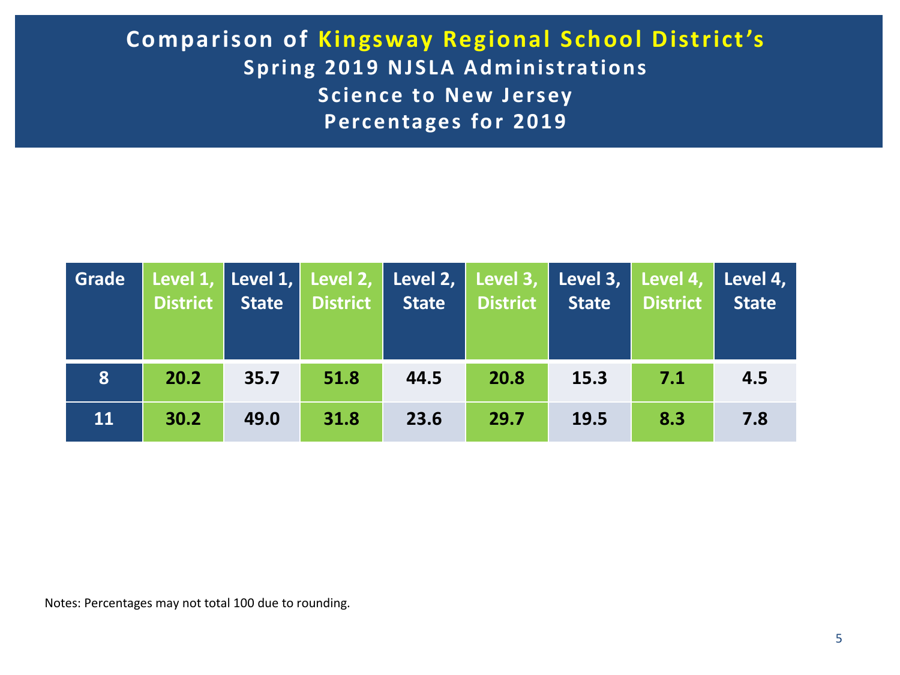# Comparison of Kingsway Regional School District's Spring 2019 NJSLA Administrations Science to New Jersey Percentages for 2019

| Grade | Level 1, District | Level 1, State | Level 2, District | Level 2, State | Level 3, District | Level 3, State | Level 4, District | Level 4, State |
|---|---|---|---|---|---|---|---|---|
| 8 | 20.2 | 35.7 | 51.8 | 44.5 | 20.8 | 15.3 | 7.1 | 4.5 |
| 11 | 30.2 | 49.0 | 31.8 | 23.6 | 29.7 | 19.5 | 8.3 | 7.8 |

Notes: Percentages may not total 100 due to rounding.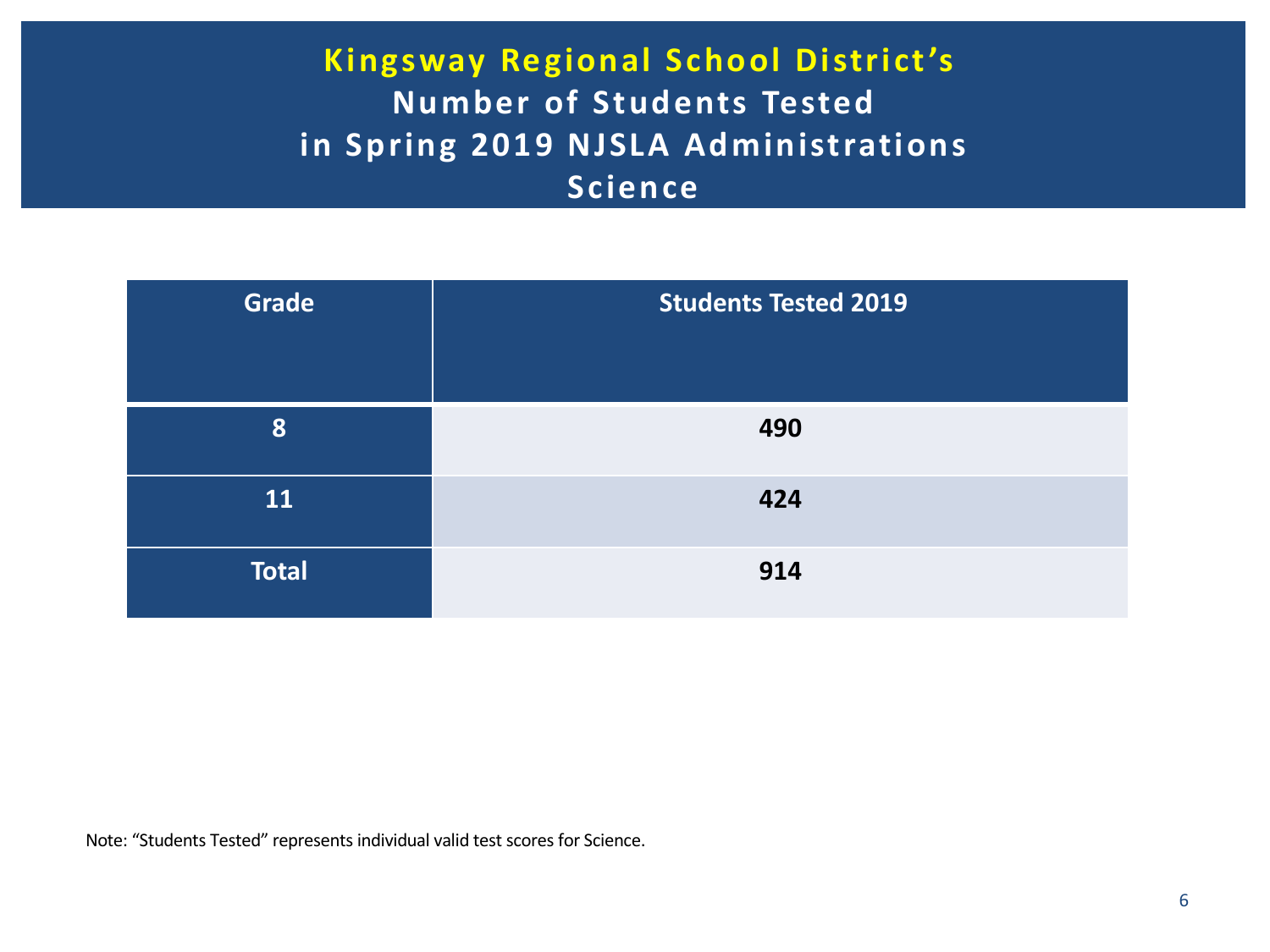# Kingsway Regional School District's
## Number of Students Tested in Spring 2019 NJSLA Administrations
## Science

| Grade | Students Tested 2019 |
|---|---|
| 8 | 490 |
| 11 | 424 |
| Total | 914 |

Note: "Students Tested" represents individual valid test scores for Science.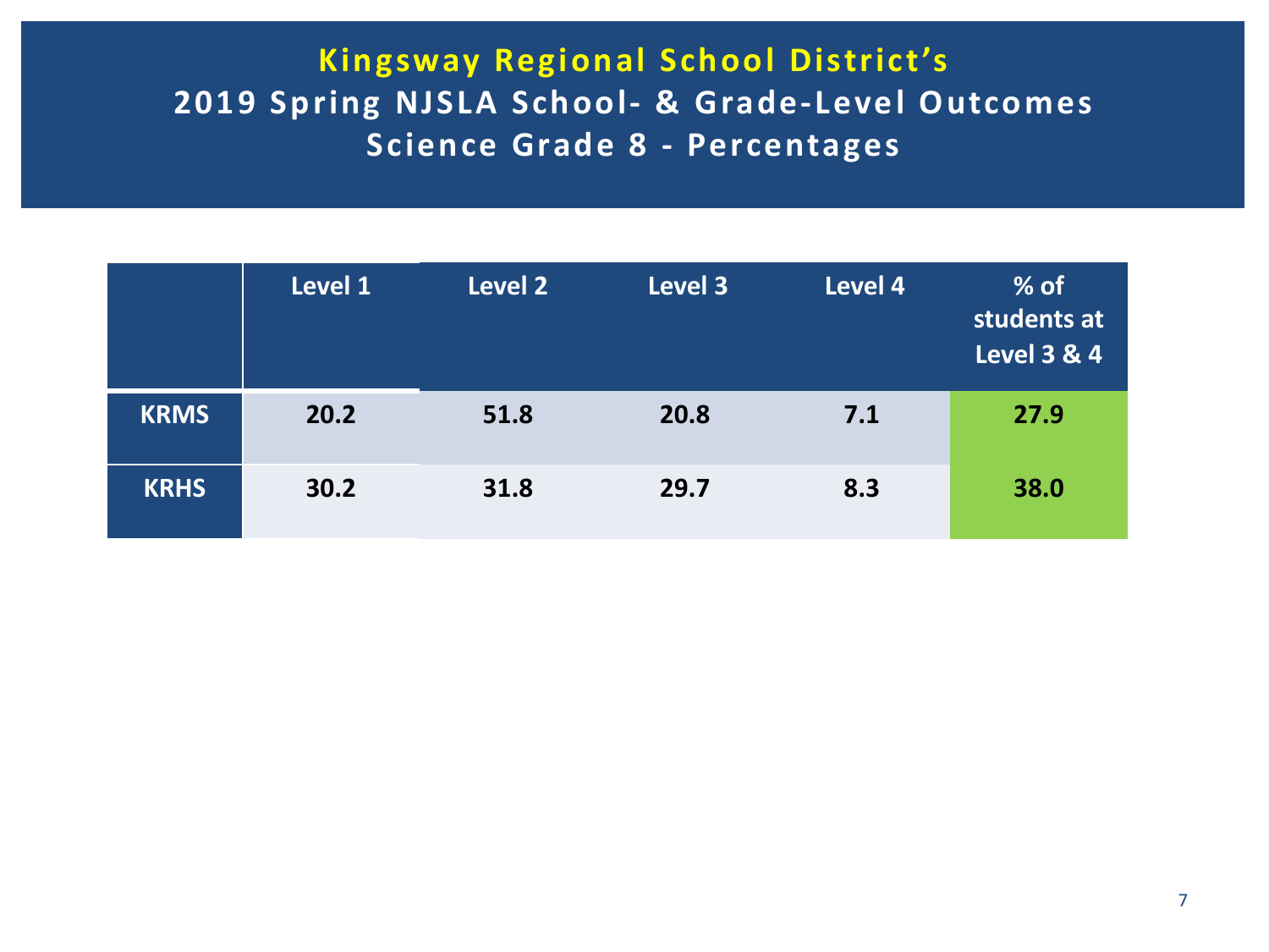# Kingsway Regional School District's
## 2019 Spring NJSLA School- & Grade-Level Outcomes
## Science Grade 8 - Percentages

| | Level 1 | Level 2 | Level 3 | Level 4 | % of students at Level 3 & 4 |
|---|---|---|---|---|---|
| **KRMS** | **20.2** | **51.8** | **20.8** | **7.1** | **27.9** |
| **KRHS** | **30.2** | **31.8** | **29.7** | **8.3** | **38.0** |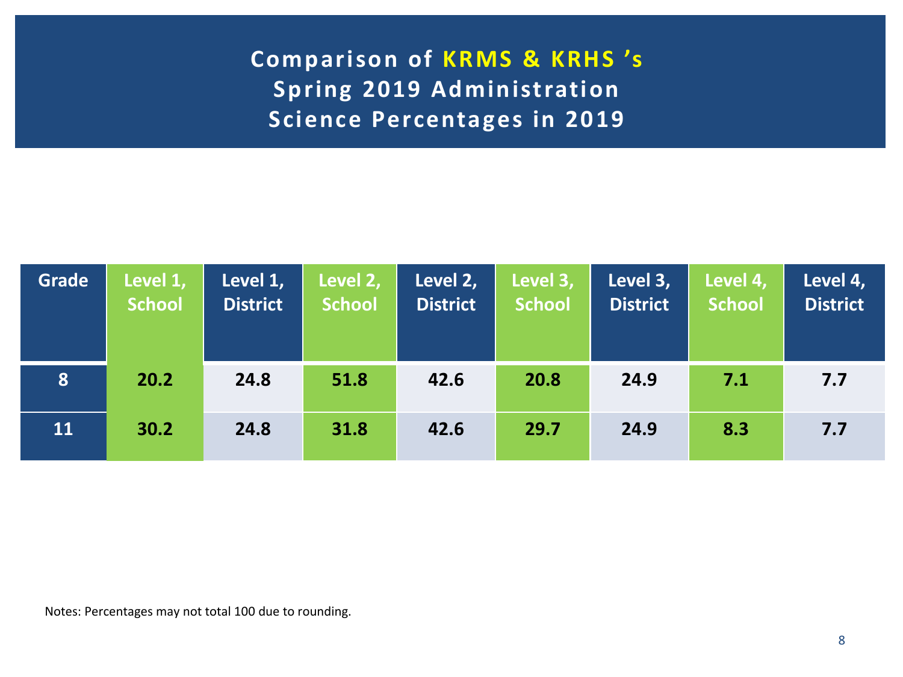# Comparison of KRMS & KRHS 's Spring 2019 Administration Science Percentages in 2019

| Grade | Level 1, School | Level 1, District | Level 2, School | Level 2, District | Level 3, School | Level 3, District | Level 4, School | Level 4, District |
|---|---|---|---|---|---|---|---|---|
| 8 | 20.2 | 24.8 | 51.8 | 42.6 | 20.8 | 24.9 | 7.1 | 7.7 |
| 11 | 30.2 | 24.8 | 31.8 | 42.6 | 29.7 | 24.9 | 8.3 | 7.7 |

Notes: Percentages may not total 100 due to rounding.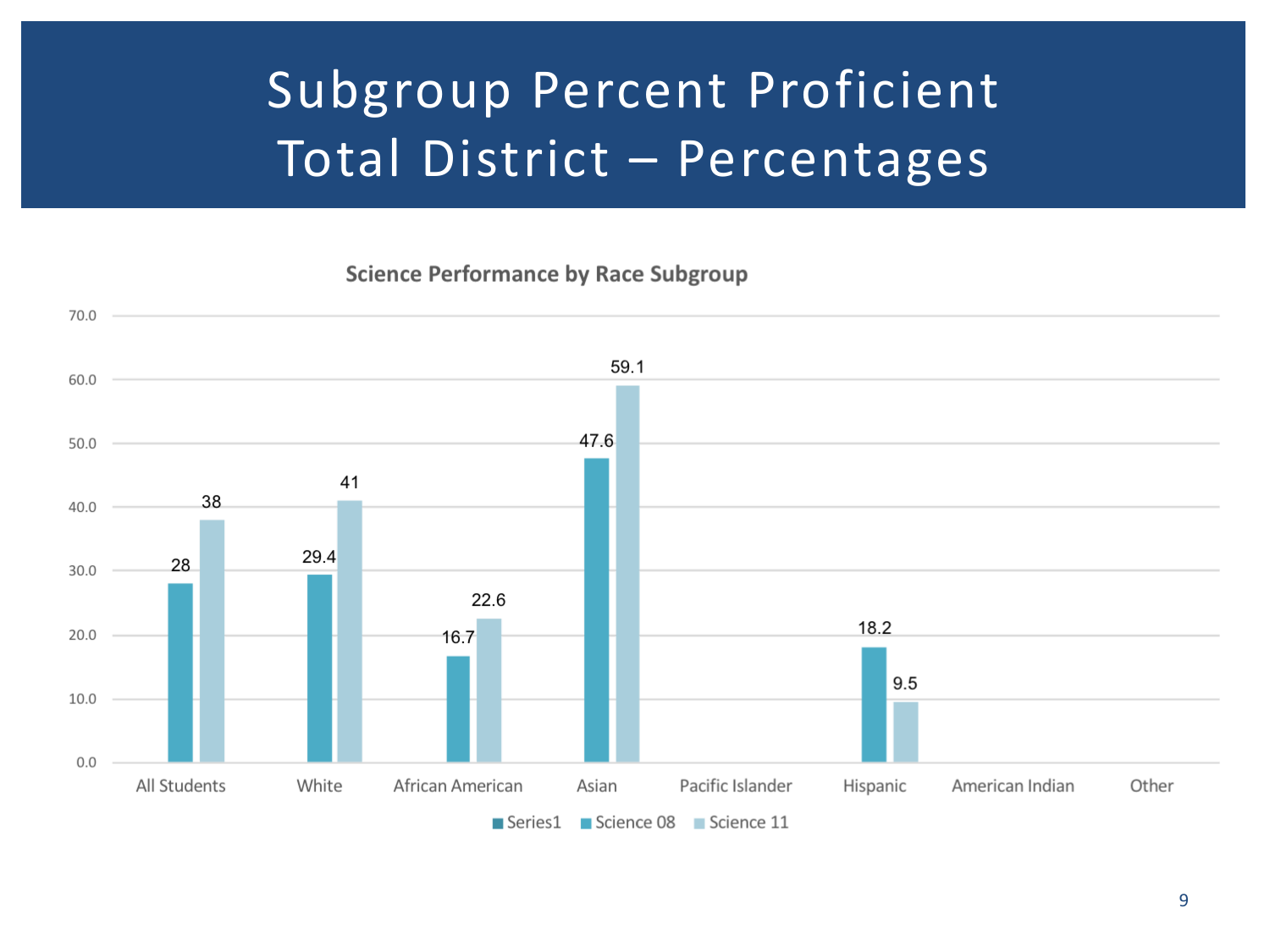# Subgroup Percent Proficient
# Total District – Percentages

**Science Performance by Race Subgroup**

| Subgroup | Science 08 | Science 11 |
|---|---|---|
| All Students | 28 | 38 |
| White | 29.4 | 41 |
| African American | 16.7 | 22.6 |
| Asian | 47.6 | 59.1 |
| Pacific Islander | | |
| Hispanic | 18.2 | 9.5 |
| American Indian | | |
| Other | | |

Legend: Series1, Science 08, Science 11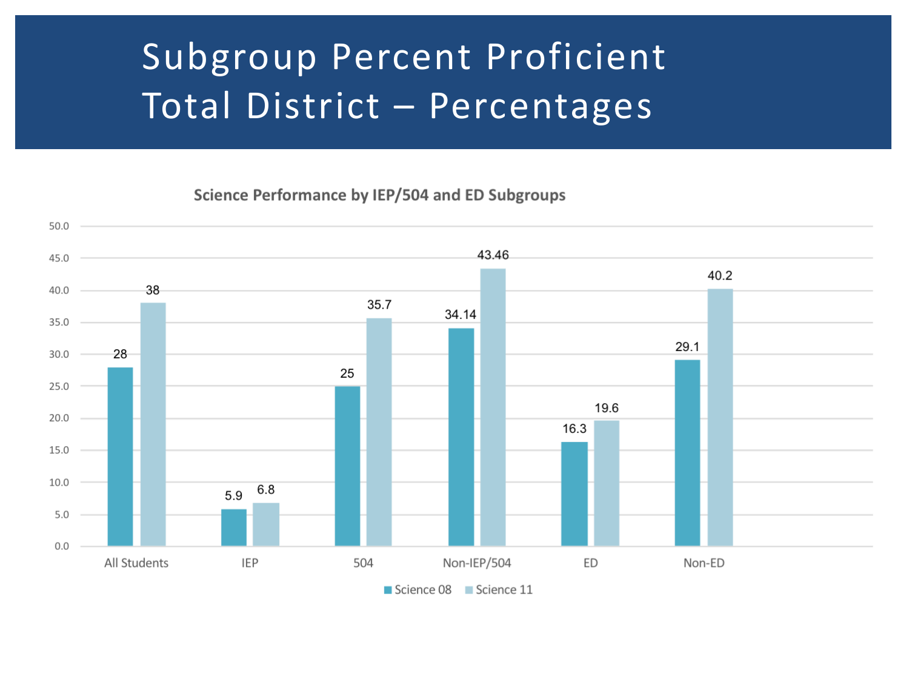# Subgroup Percent Proficient
# Total District – Percentages

**Science Performance by IEP/504 and ED Subgroups**

| Subgroup | Science 08 | Science 11 |
|---|---|---|
| All Students | 28 | 38 |
| IEP | 5.9 | 6.8 |
| 504 | 25 | 35.7 |
| Non-IEP/504 | 34.14 | 43.46 |
| ED | 16.3 | 19.6 |
| Non-ED | 29.1 | 40.2 |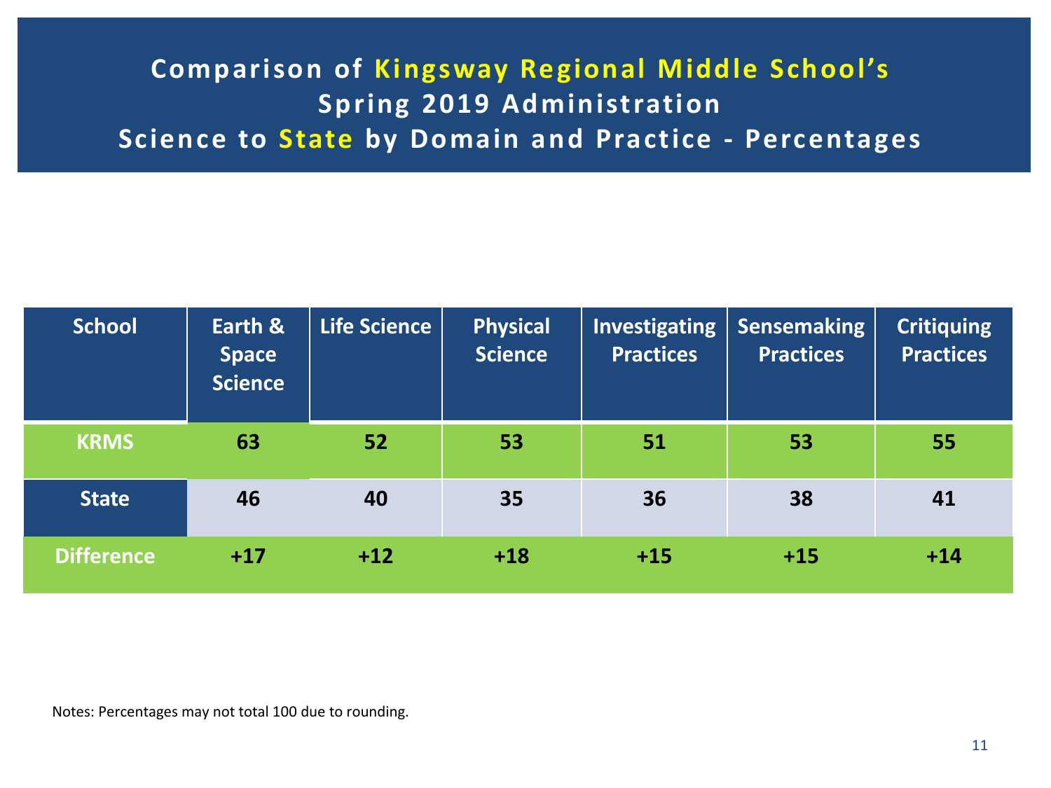# Comparison of Kingsway Regional Middle School's Spring 2019 Administration Science to State by Domain and Practice - Percentages

| School | Earth & Space Science | Life Science | Physical Science | Investigating Practices | Sensemaking Practices | Critiquing Practices |
|---|---|---|---|---|---|---|
| KRMS | 63 | 52 | 53 | 51 | 53 | 55 |
| State | 46 | 40 | 35 | 36 | 38 | 41 |
| Difference | +17 | +12 | +18 | +15 | +15 | +14 |

Notes: Percentages may not total 100 due to rounding.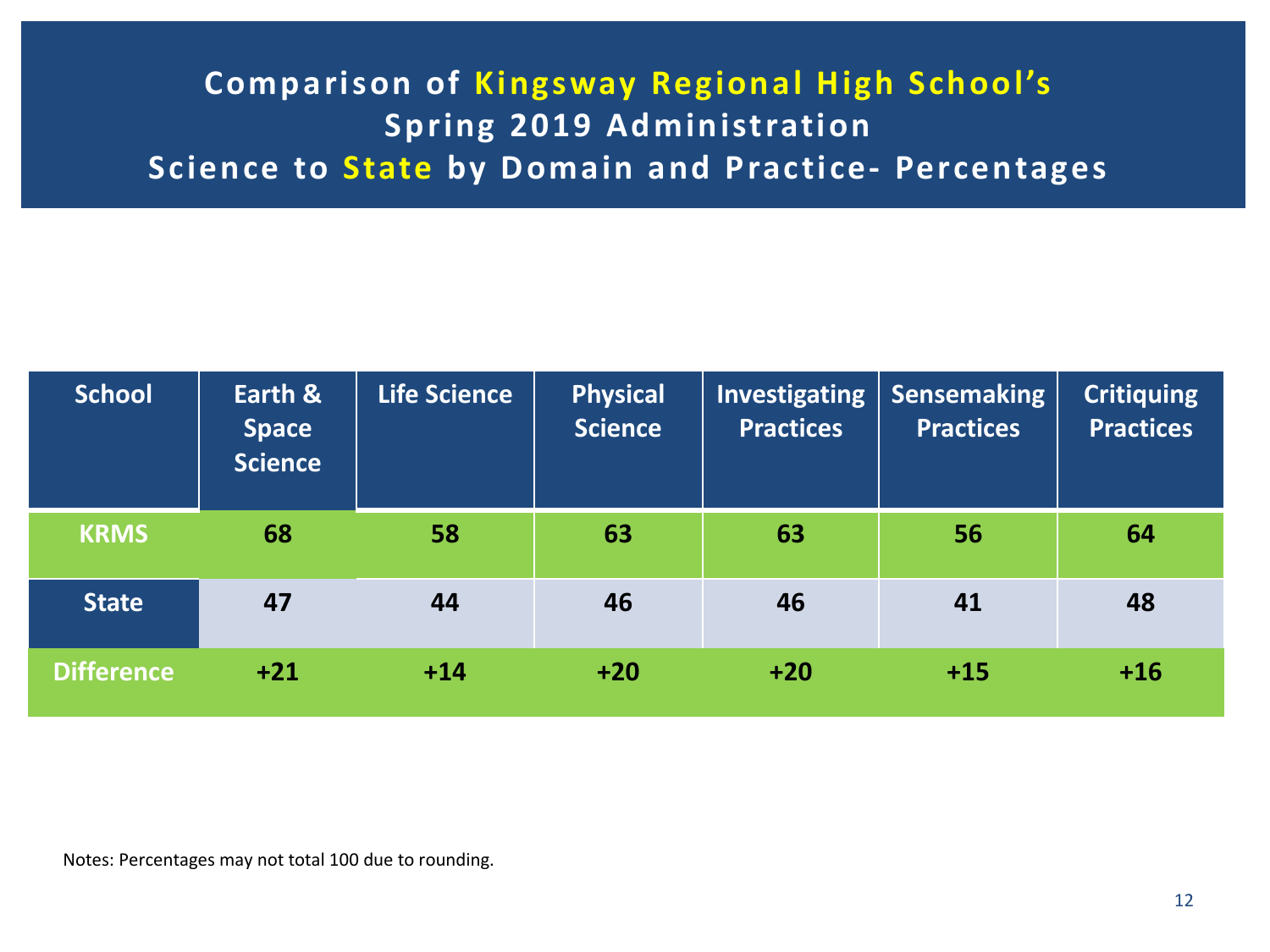# Comparison of Kingsway Regional High School's Spring 2019 Administration Science to State by Domain and Practice- Percentages

| School | Earth & Space Science | Life Science | Physical Science | Investigating Practices | Sensemaking Practices | Critiquing Practices |
|---|---|---|---|---|---|---|
| KRMS | 68 | 58 | 63 | 63 | 56 | 64 |
| State | 47 | 44 | 46 | 46 | 41 | 48 |
| Difference | +21 | +14 | +20 | +20 | +15 | +16 |

Notes: Percentages may not total 100 due to rounding.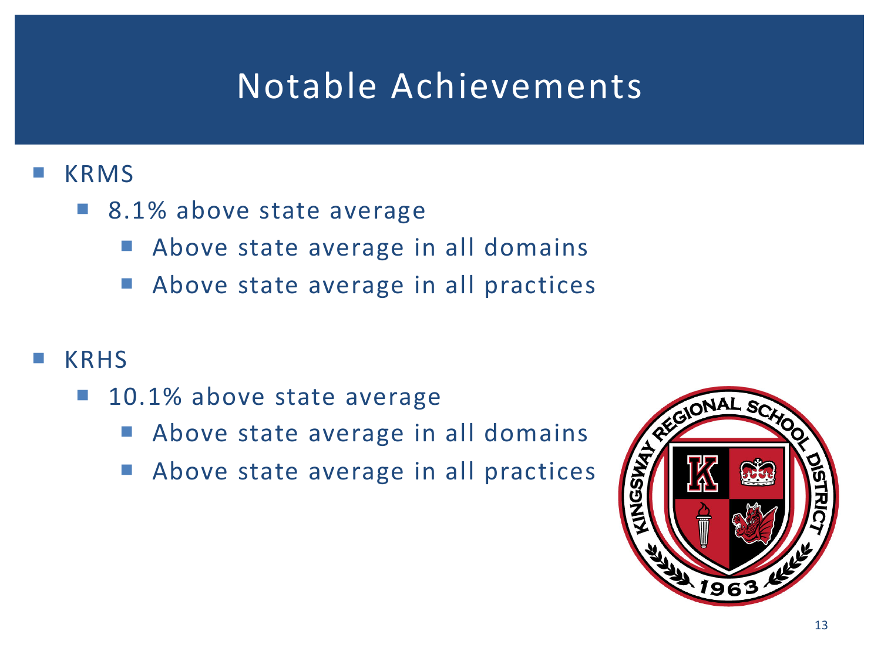# Notable Achievements

- KRMS
  - 8.1% above state average
    - Above state average in all domains
    - Above state average in all practices

- KRHS
  - 10.1% above state average
    - Above state average in all domains
    - Above state average in all practices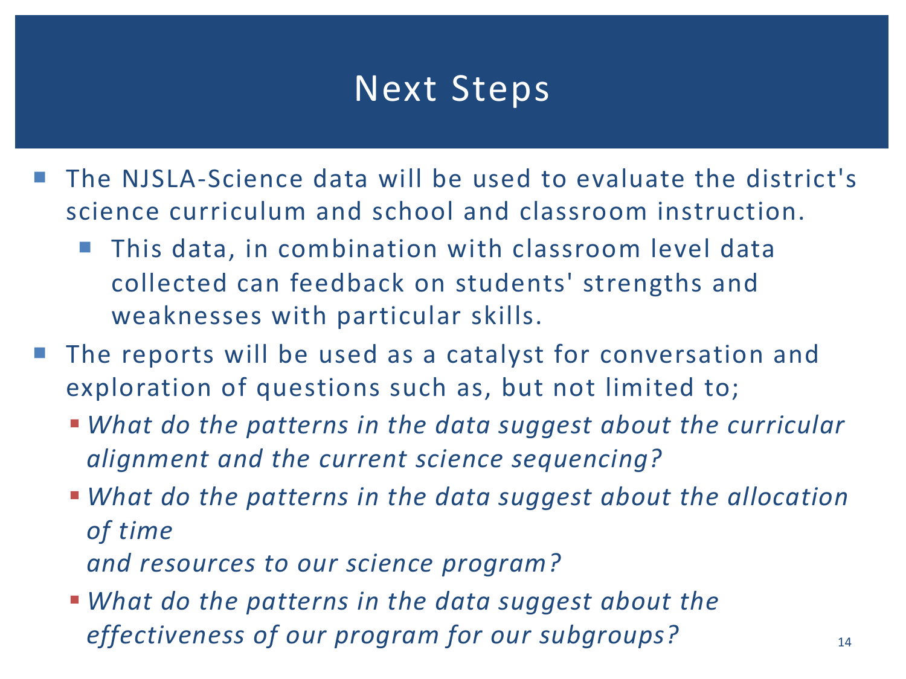# Next Steps

- The NJSLA-Science data will be used to evaluate the district's science curriculum and school and classroom instruction.
  - This data, in combination with classroom level data collected can feedback on students' strengths and weaknesses with particular skills.
- The reports will be used as a catalyst for conversation and exploration of questions such as, but not limited to;
  - *What do the patterns in the data suggest about the curricular alignment and the current science sequencing?*
  - *What do the patterns in the data suggest about the allocation of time and resources to our science program?*
  - *What do the patterns in the data suggest about the effectiveness of our program for our subgroups?*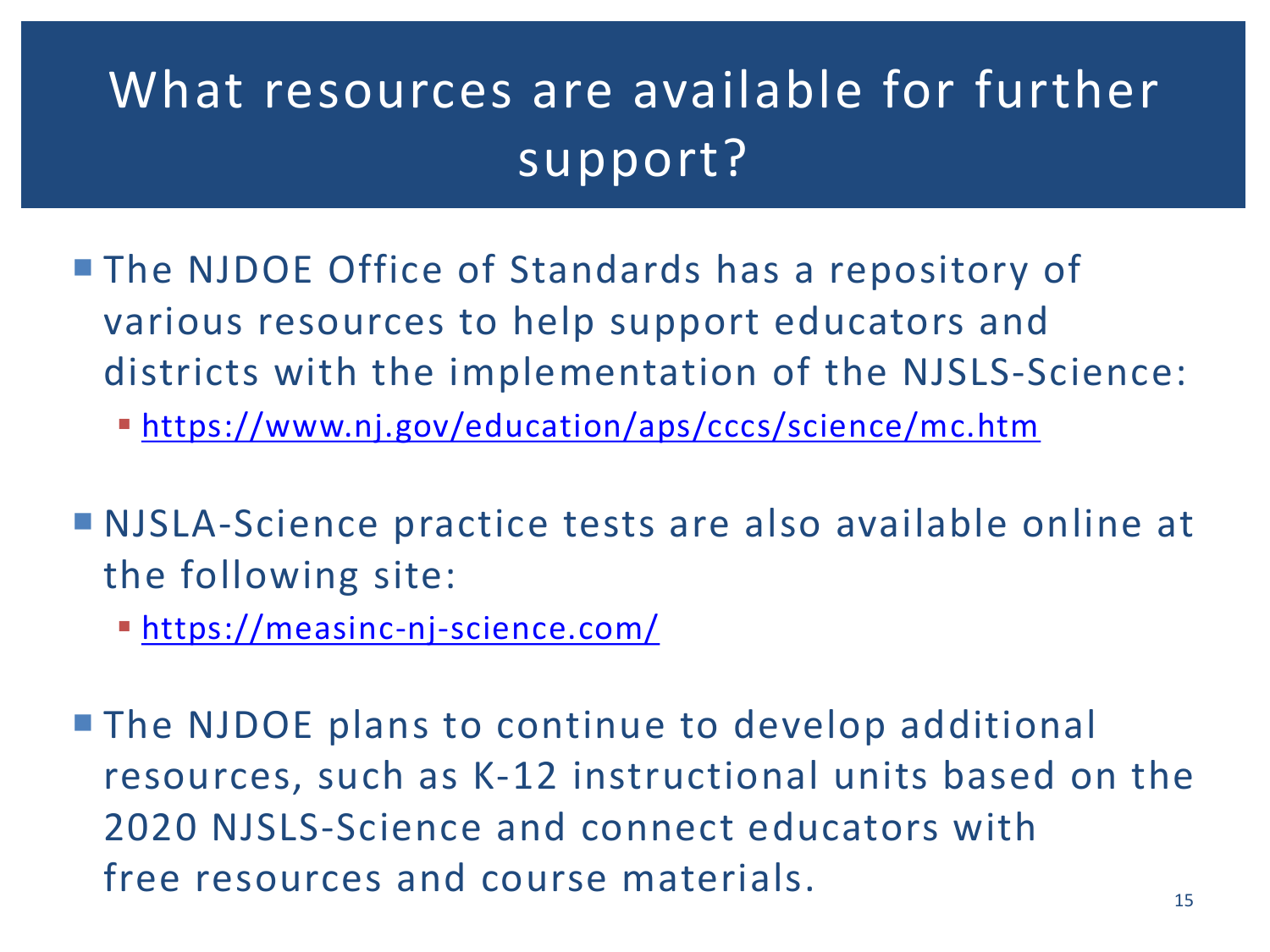# What resources are available for further support?

- The NJDOE Office of Standards has a repository of various resources to help support educators and districts with the implementation of the NJSLS-Science:
  - https://www.nj.gov/education/aps/cccs/science/mc.htm

- NJSLA-Science practice tests are also available online at the following site:
  - https://measinc-nj-science.com/

- The NJDOE plans to continue to develop additional resources, such as K-12 instructional units based on the 2020 NJSLS-Science and connect educators with free resources and course materials.